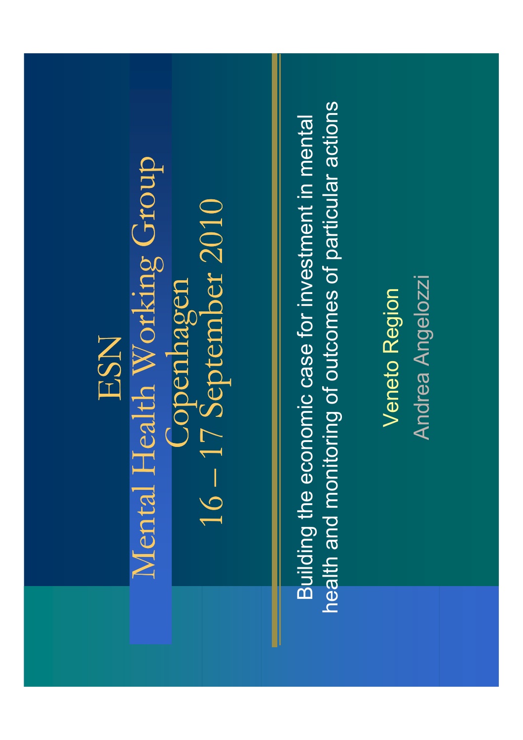# ESN

## Mental Health Working Group

### Copenhagen

### 16 – 17 September 2010

Building the economic case for investment in mental health and monitoring of outcomes of particular actions

Veneto Region

Andrea Angelozzi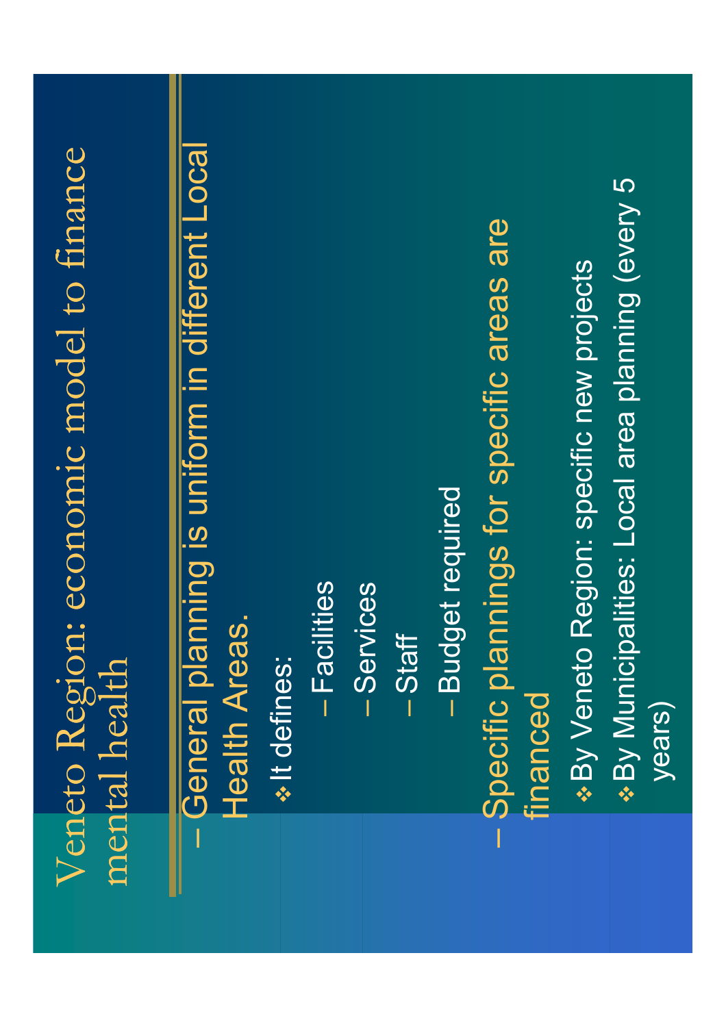# Veneto Region: economic model to finance mental health

- General planning is uniform in different Local Health Areas.
  - It defines:
    - Facilities
    - Services
    - Staff
    - Budget required
- Specific plannings for specific areas are financed
  - By Veneto Region: specific new projects
  - By Municipalities: Local area planning (every 5 years)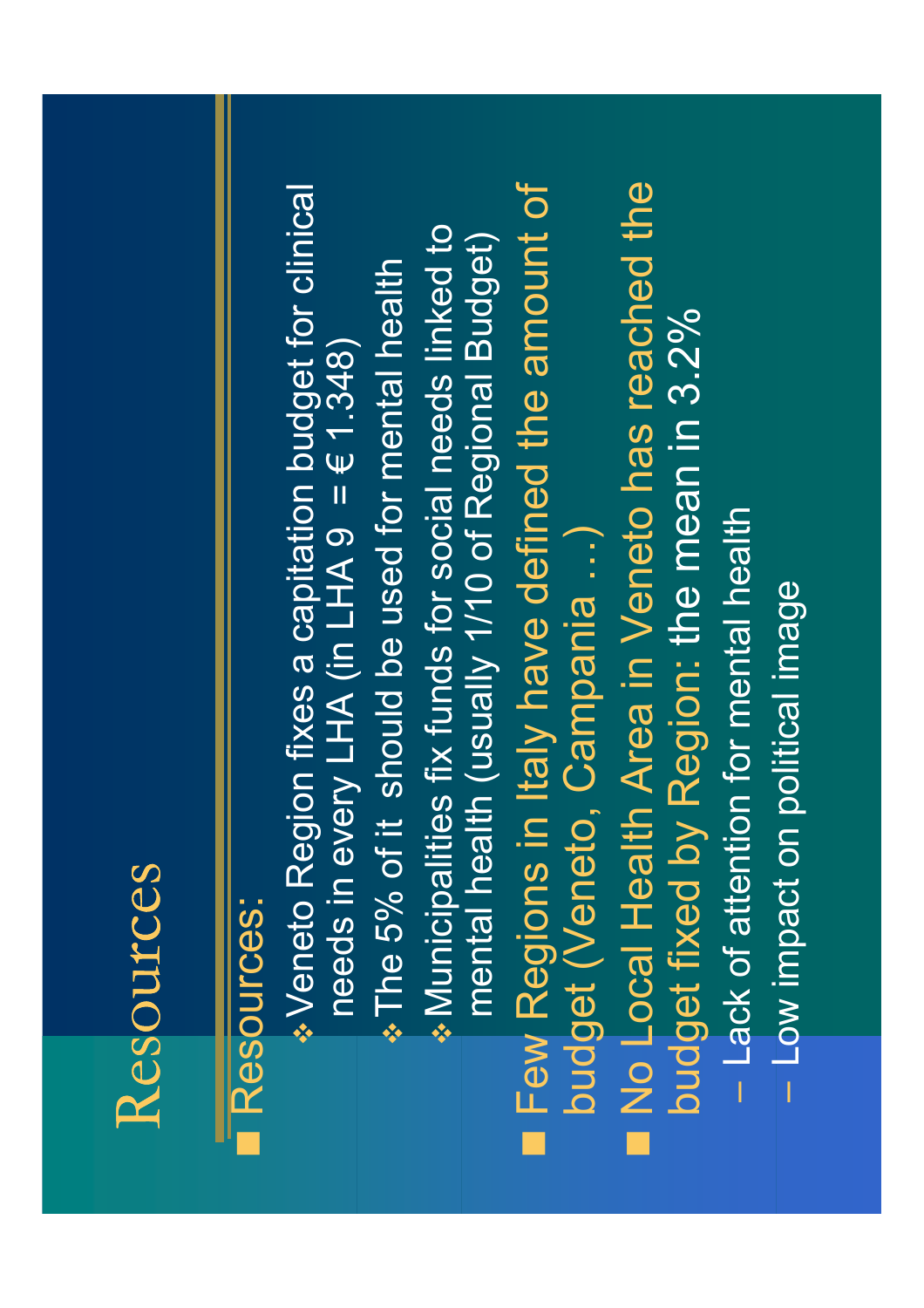# Resources

- Resources:
  - Veneto Region fixes a capitation budget for clinical needs in every LHA (in LHA 9 = € 1.348)
  - The 5% of it should be used for mental health
  - Municipalities fix funds for social needs linked to mental health (usually 1/10 of Regional Budget)
- Few Regions in Italy have defined the amount of budget (Veneto, Campania …)
- No Local Health Area in Veneto has reached the budget fixed by Region: the mean in 3.2%
  - Lack of attention for mental health
  - Low impact on political image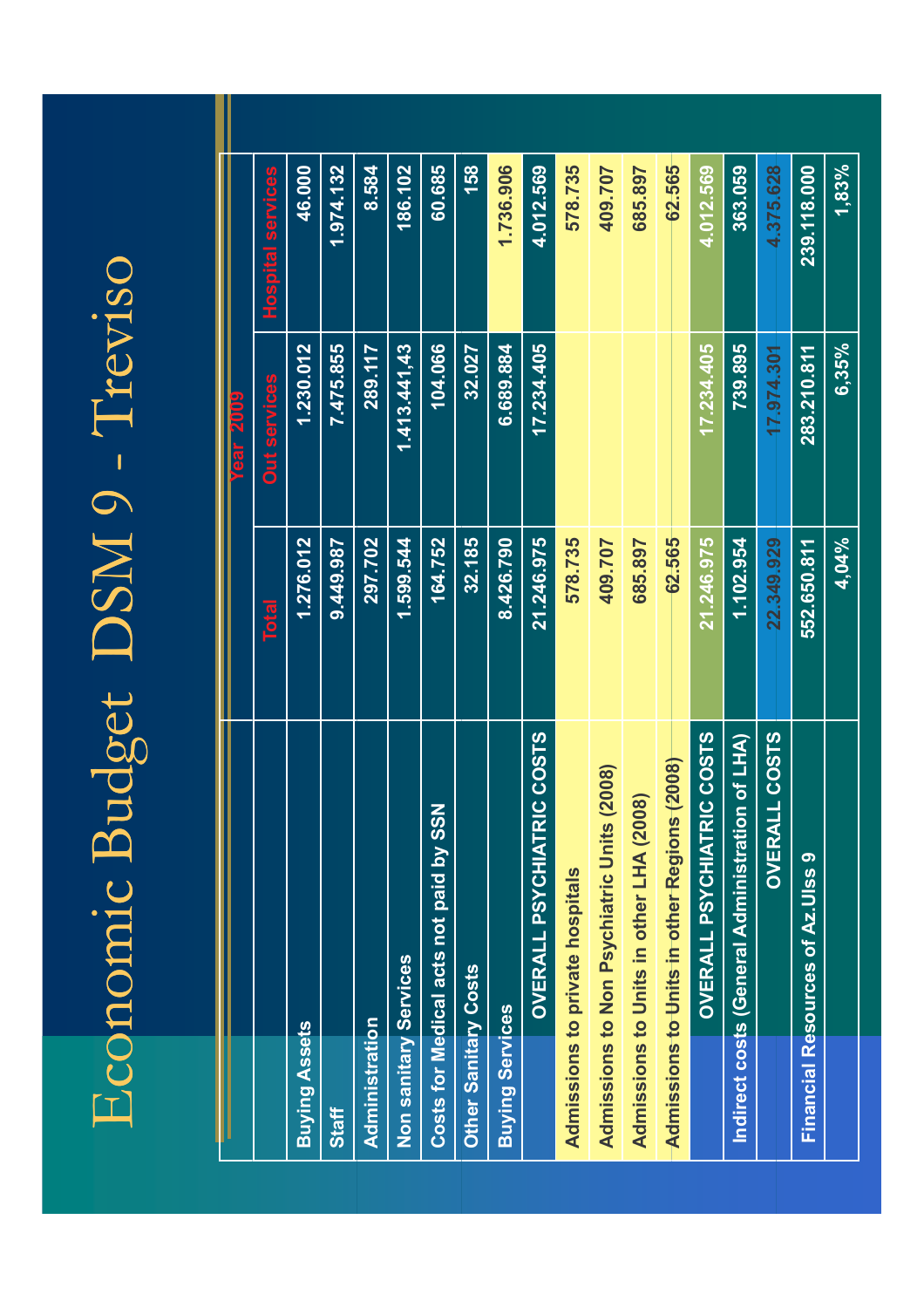# Economic Budget DSM 9 - Treviso

| | Year 2009 | | |
|---|---|---|---|
| | Total | Out services | Hospital services |
| Buying Assets | 1.276.012 | 1.230.012 | 46.000 |
| Staff | 9.449.987 | 7.475.855 | 1.974.132 |
| Administration | 297.702 | 289.117 | 8.584 |
| Non sanitary Services | 1.599.544 | 1.413.441,43 | 186.102 |
| Costs for Medical acts not paid by SSN | 164.752 | 104.066 | 60.685 |
| Other Sanitary Costs | 32.185 | 32.027 | 158 |
| Buying Services | 8.426.790 | 6.689.884 | 1.736.906 |
| OVERALL PSYCHIATRIC COSTS | 21.246.975 | 17.234.405 | 4.012.569 |
| Admissions to private hospitals | 578.735 | | 578.735 |
| Admissions to Non Psychiatric Units (2008) | 409.707 | | 409.707 |
| Admissions to Units in other LHA (2008) | 685.897 | | 685.897 |
| Admissions to Units in other Regions (2008) | 62.565 | | 62.565 |
| OVERALL PSYCHIATRIC COSTS | 21.246.975 | 17.234.405 | 4.012.569 |
| Indirect costs (General Administration of LHA) | 1.102.954 | 739.895 | 363.059 |
| OVERALL COSTS | 22.349.929 | 17.974.301 | 4.375.628 |
| Financial Resources of Az.Ulss 9 | 552.650.811 | 283.210.811 | 239.118.000 |
| | 4,04% | 6,35% | 1,83% |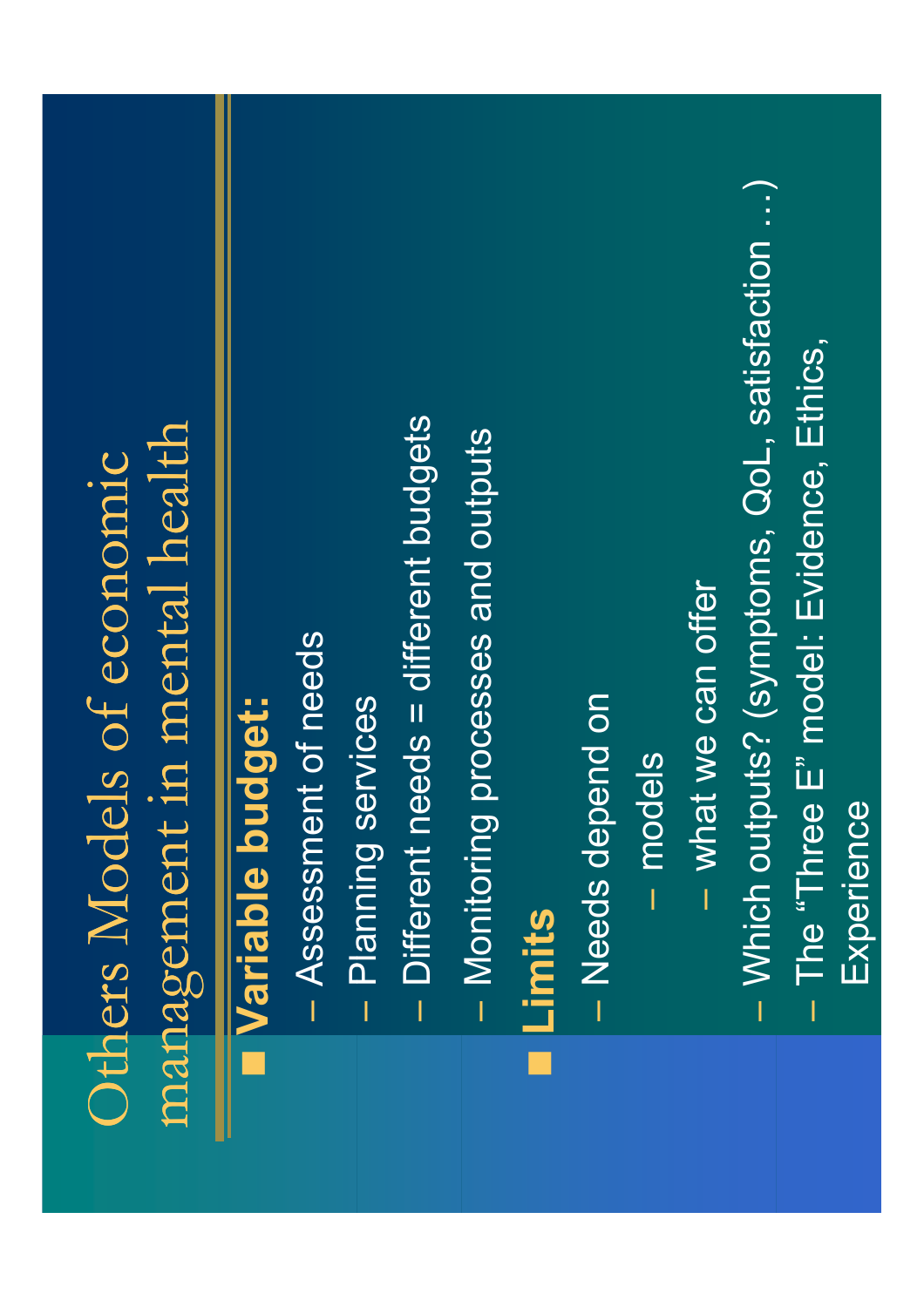# Others Models of economic management in mental health

- **Variable budget:**
  - Assessment of needs
  - Planning services
  - Different needs = different budgets
  - Monitoring processes and outputs
- **Limits**
  - Needs depend on
    - models
    - what we can offer
  - Which outputs? (symptoms, QoL, satisfaction …)
  - The "Three E" model: Evidence, Ethics, Experience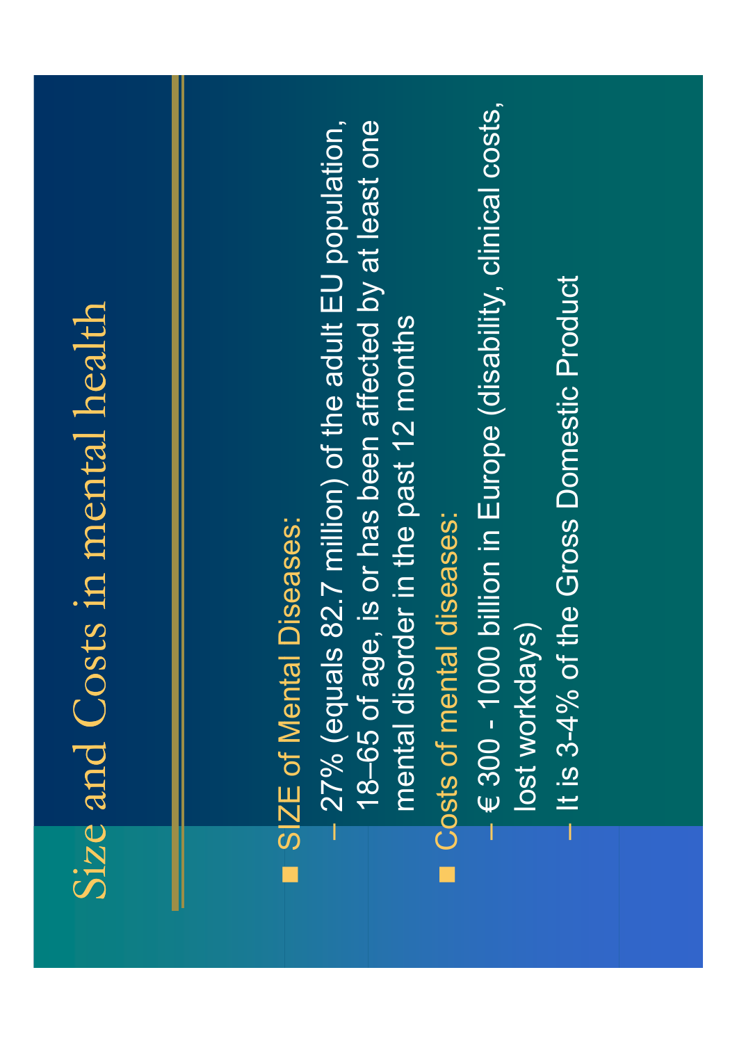# Size and Costs in mental health

- SIZE of Mental Diseases:
  - 27% (equals 82.7 million) of the adult EU population, 18–65 of age, is or has been affected by at least one mental disorder in the past 12 months
- Costs of mental diseases:
  - € 300 - 1000 billion in Europe (disability, clinical costs, lost workdays)
  - It is 3-4% of the Gross Domestic Product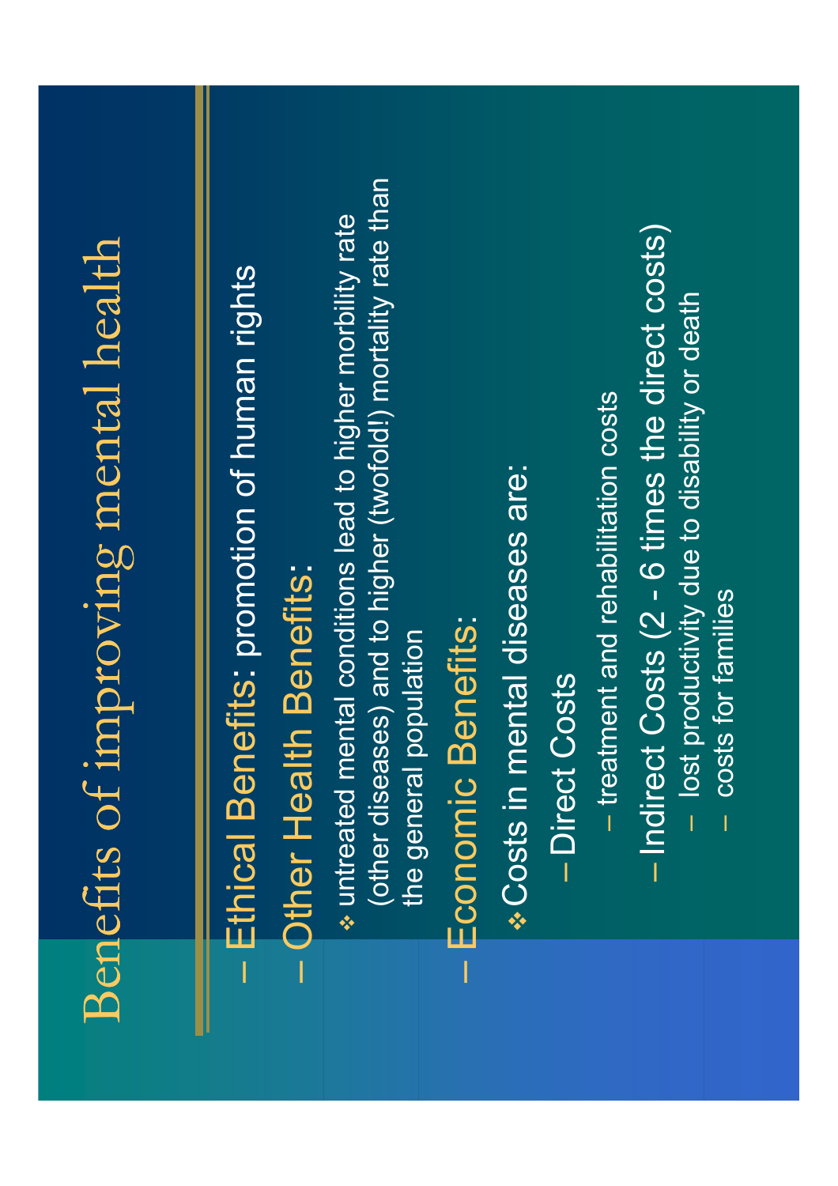# Benefits of improving mental health

- **Ethical Benefits**: promotion of human rights
- **Other Health Benefits**:
  - ❖ untreated mental conditions lead to higher morbility rate (other diseases) and to higher (twofold!) mortality rate than the general population
- **Economic Benefits**:
  - ❖ Costs in mental diseases are:
    - Direct Costs
      - treatment and rehabilitation costs
    - Indirect Costs (2 - 6 times the direct costs)
      - lost productivity due to disability or death
      - costs for families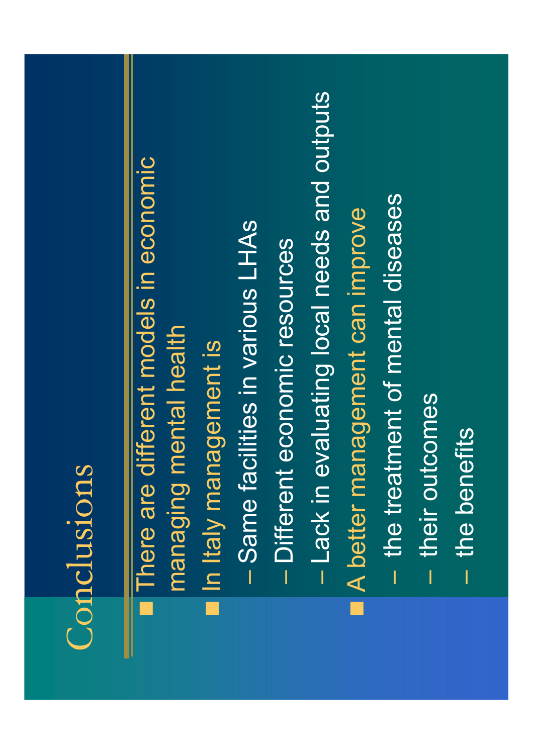# Conclusions

- There are different models in economic managing mental health
- In Italy management is
  - Same facilities in various LHAs
  - Different economic resources
  - Lack in evaluating local needs and outputs
- A better management can improve
  - the treatment of mental diseases
  - their outcomes
  - the benefits